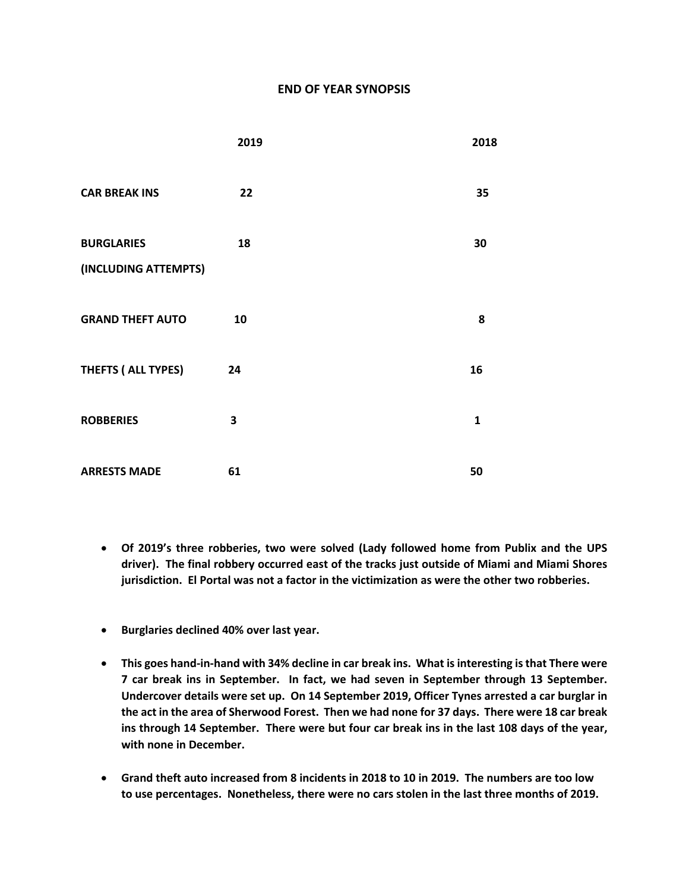# END OF YEAR SYNOPSIS

| | 2019 | 2018 |
|---|---|---|
| **CAR BREAK INS** | **22** | **35** |
| **BURGLARIES (INCLUDING ATTEMPTS)** | **18** | **30** |
| **GRAND THEFT AUTO** | **10** | **8** |
| **THEFTS ( ALL TYPES)** | **24** | **16** |
| **ROBBERIES** | **3** | **1** |
| **ARRESTS MADE** | **61** | **50** |

- **Of 2019's three robberies, two were solved (Lady followed home from Publix and the UPS driver). The final robbery occurred east of the tracks just outside of Miami and Miami Shores jurisdiction. El Portal was not a factor in the victimization as were the other two robberies.**

- **Burglaries declined 40% over last year.**

- **This goes hand-in-hand with 34% decline in car break ins. What is interesting is that There were 7 car break ins in September. In fact, we had seven in September through 13 September. Undercover details were set up. On 14 September 2019, Officer Tynes arrested a car burglar in the act in the area of Sherwood Forest. Then we had none for 37 days. There were 18 car break ins through 14 September. There were but four car break ins in the last 108 days of the year, with none in December.**

- **Grand theft auto increased from 8 incidents in 2018 to 10 in 2019. The numbers are too low to use percentages. Nonetheless, there were no cars stolen in the last three months of 2019.**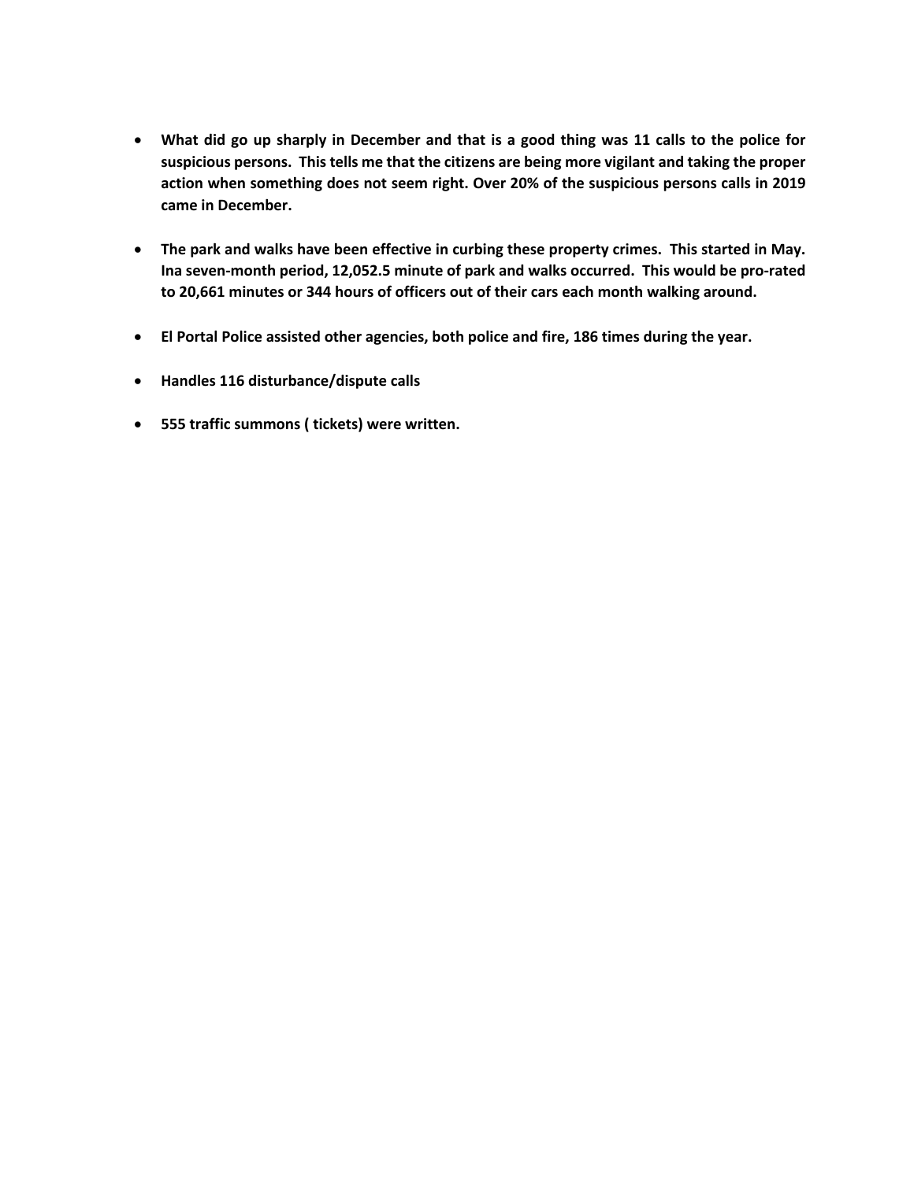- **What did go up sharply in December and that is a good thing was 11 calls to the police for suspicious persons. This tells me that the citizens are being more vigilant and taking the proper action when something does not seem right. Over 20% of the suspicious persons calls in 2019 came in December.**

- **The park and walks have been effective in curbing these property crimes. This started in May. Ina seven-month period, 12,052.5 minute of park and walks occurred. This would be pro-rated to 20,661 minutes or 344 hours of officers out of their cars each month walking around.**

- **El Portal Police assisted other agencies, both police and fire, 186 times during the year.**

- **Handles 116 disturbance/dispute calls**

- **555 traffic summons ( tickets) were written.**